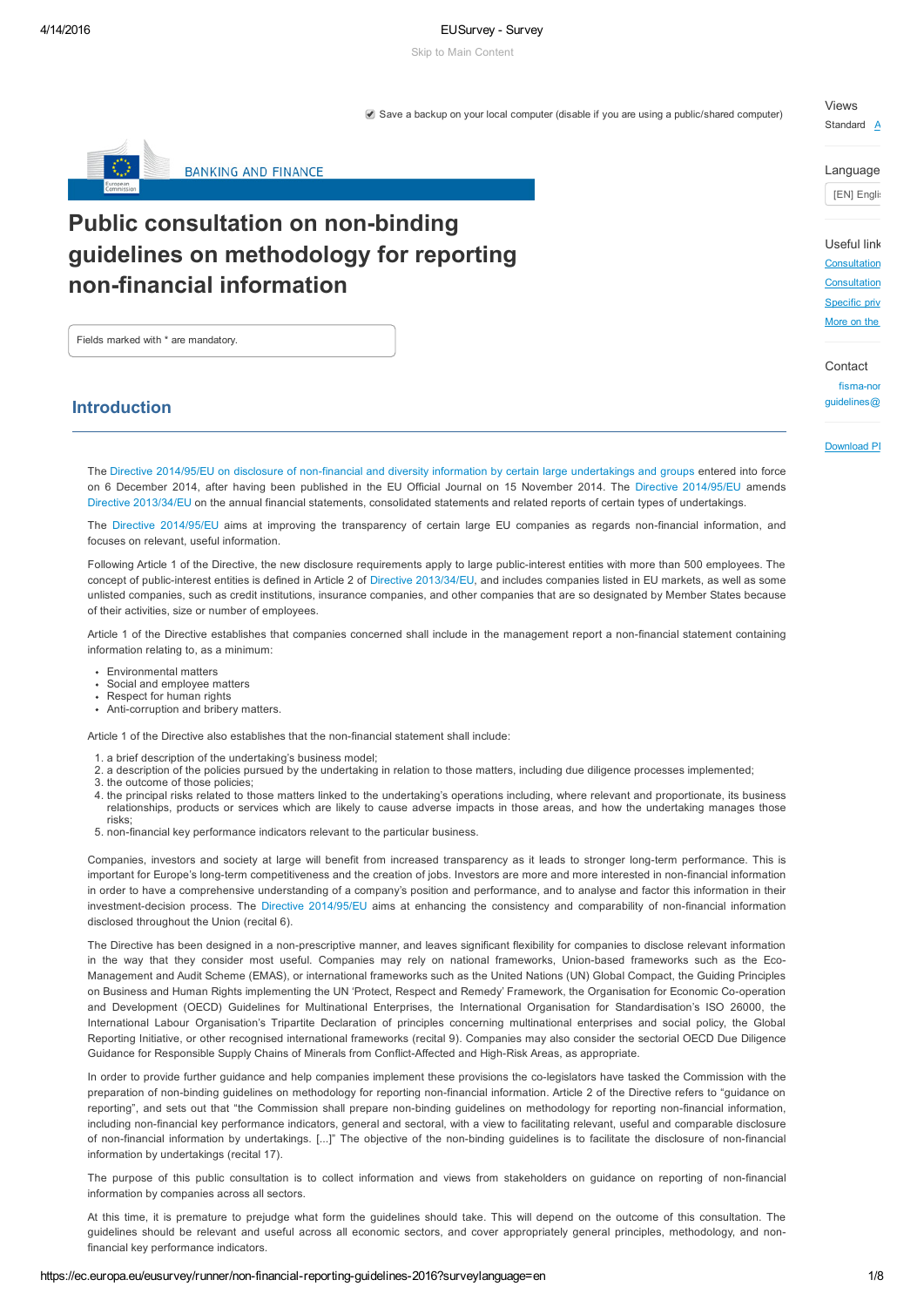Save a backup on your local computer (disable if you are using a public/shared computer)

BANKING AND FINANCE

# Public consultation on non-binding guidelines on methodology for reporting non-financial information

Fields marked with * are mandatory.

## Introduction

The Directive 2014/95/EU on disclosure of non-financial and diversity information by certain large undertakings and groups entered into force on 6 December 2014, after having been published in the EU Official Journal on 15 November 2014. The Directive 2014/95/EU amends Directive 2013/34/EU on the annual financial statements, consolidated statements and related reports of certain types of undertakings.

The Directive 2014/95/EU aims at improving the transparency of certain large EU companies as regards non-financial information, and focuses on relevant, useful information.

Following Article 1 of the Directive, the new disclosure requirements apply to large public-interest entities with more than 500 employees. The concept of public-interest entities is defined in Article 2 of Directive 2013/34/EU, and includes companies listed in EU markets, as well as some unlisted companies, such as credit institutions, insurance companies, and other companies that are so designated by Member States because of their activities, size or number of employees.

Article 1 of the Directive establishes that companies concerned shall include in the management report a non-financial statement containing information relating to, as a minimum:

- Environmental matters
- Social and employee matters
- Respect for human rights
- Anti-corruption and bribery matters.

Article 1 of the Directive also establishes that the non-financial statement shall include:

1. a brief description of the undertaking's business model;
2. a description of the policies pursued by the undertaking in relation to those matters, including due diligence processes implemented;
3. the outcome of those policies;
4. the principal risks related to those matters linked to the undertaking's operations including, where relevant and proportionate, its business relationships, products or services which are likely to cause adverse impacts in those areas, and how the undertaking manages those risks;
5. non-financial key performance indicators relevant to the particular business.

Companies, investors and society at large will benefit from increased transparency as it leads to stronger long-term performance. This is important for Europe's long-term competitiveness and the creation of jobs. Investors are more and more interested in non-financial information in order to have a comprehensive understanding of a company's position and performance, and to analyse and factor this information in their investment-decision process. The Directive 2014/95/EU aims at enhancing the consistency and comparability of non-financial information disclosed throughout the Union (recital 6).

The Directive has been designed in a non-prescriptive manner, and leaves significant flexibility for companies to disclose relevant information in the way that they consider most useful. Companies may rely on national frameworks, Union-based frameworks such as the Eco-Management and Audit Scheme (EMAS), or international frameworks such as the United Nations (UN) Global Compact, the Guiding Principles on Business and Human Rights implementing the UN 'Protect, Respect and Remedy' Framework, the Organisation for Economic Co-operation and Development (OECD) Guidelines for Multinational Enterprises, the International Organisation for Standardisation's ISO 26000, the International Labour Organisation's Tripartite Declaration of principles concerning multinational enterprises and social policy, the Global Reporting Initiative, or other recognised international frameworks (recital 9). Companies may also consider the sectorial OECD Due Diligence Guidance for Responsible Supply Chains of Minerals from Conflict-Affected and High-Risk Areas, as appropriate.

In order to provide further guidance and help companies implement these provisions the co-legislators have tasked the Commission with the preparation of non-binding guidelines on methodology for reporting non-financial information. Article 2 of the Directive refers to "guidance on reporting", and sets out that "the Commission shall prepare non-binding guidelines on methodology for reporting non-financial information, including non-financial key performance indicators, general and sectoral, with a view to facilitating relevant, useful and comparable disclosure of non-financial information by undertakings. [...]" The objective of the non-binding guidelines is to facilitate the disclosure of non-financial information by undertakings (recital 17).

The purpose of this public consultation is to collect information and views from stakeholders on guidance on reporting of non-financial information by companies across all sectors.

At this time, it is premature to prejudge what form the guidelines should take. This will depend on the outcome of this consultation. The guidelines should be relevant and useful across all economic sectors, and cover appropriately general principles, methodology, and non-financial key performance indicators.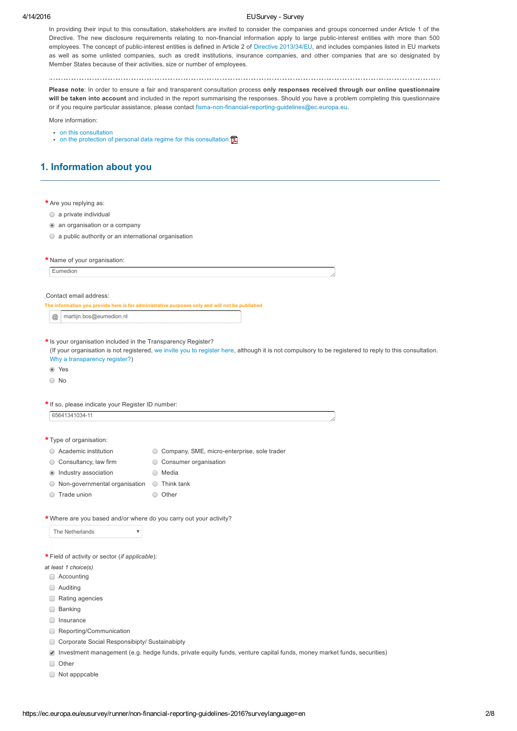In providing their input to this consultation, stakeholders are invited to consider the companies and groups concerned under Article 1 of the Directive. The new disclosure requirements relating to non-financial information apply to large public-interest entities with more than 500 employees. The concept of public-interest entities is defined in Article 2 of Directive 2013/34/EU, and includes companies listed in EU markets as well as some unlisted companies, such as credit institutions, insurance companies, and other companies that are so designated by Member States because of their activities, size or number of employees.

---

**Please note**: In order to ensure a fair and transparent consultation process **only responses received through our online questionnaire will be taken into account** and included in the report summarising the responses. Should you have a problem completing this questionnaire or if you require particular assistance, please contact fisma-non-financial-reporting-guidelines@ec.europa.eu.

More information:

- on this consultation
- on the protection of personal data regime for this consultation

## 1. Information about you

\* Are you replying as:

- ○ a private individual
- ◉ an organisation or a company
- ○ a public authority or an international organisation

\* Name of your organisation:

Eumedion

Contact email address:

The information you provide here is for administrative purposes only and will not be published

@ martijn.bos@eumedion.nl

\* Is your organisation included in the Transparency Register?
(If your organisation is not registered, we invite you to register here, although it is not compulsory to be registered to reply to this consultation. Why a transparency register?)

- ◉ Yes
- ○ No

\* If so, please indicate your Register ID number:

65641341034-11

\* Type of organisation:

- ○ Academic institution
- ○ Company, SME, micro-enterprise, sole trader
- ○ Consultancy, law firm
- ○ Consumer organisation
- ◉ Industry association
- ○ Media
- ○ Non-governmental organisation
- ○ Think tank
- ○ Trade union
- ○ Other

\* Where are you based and/or where do you carry out your activity?

The Netherlands

\* Field of activity or sector (*if applicable*):

*at least 1 choice(s)*

- ☐ Accounting
- ☐ Auditing
- ☐ Rating agencies
- ☐ Banking
- ☐ Insurance
- ☐ Reporting/Communication
- ☐ Corporate Social Responsibipty/ Sustainabipty
- ☑ Investment management (e.g. hedge funds, private equity funds, venture capital funds, money market funds, securities)
- ☐ Other
- ☐ Not apppcable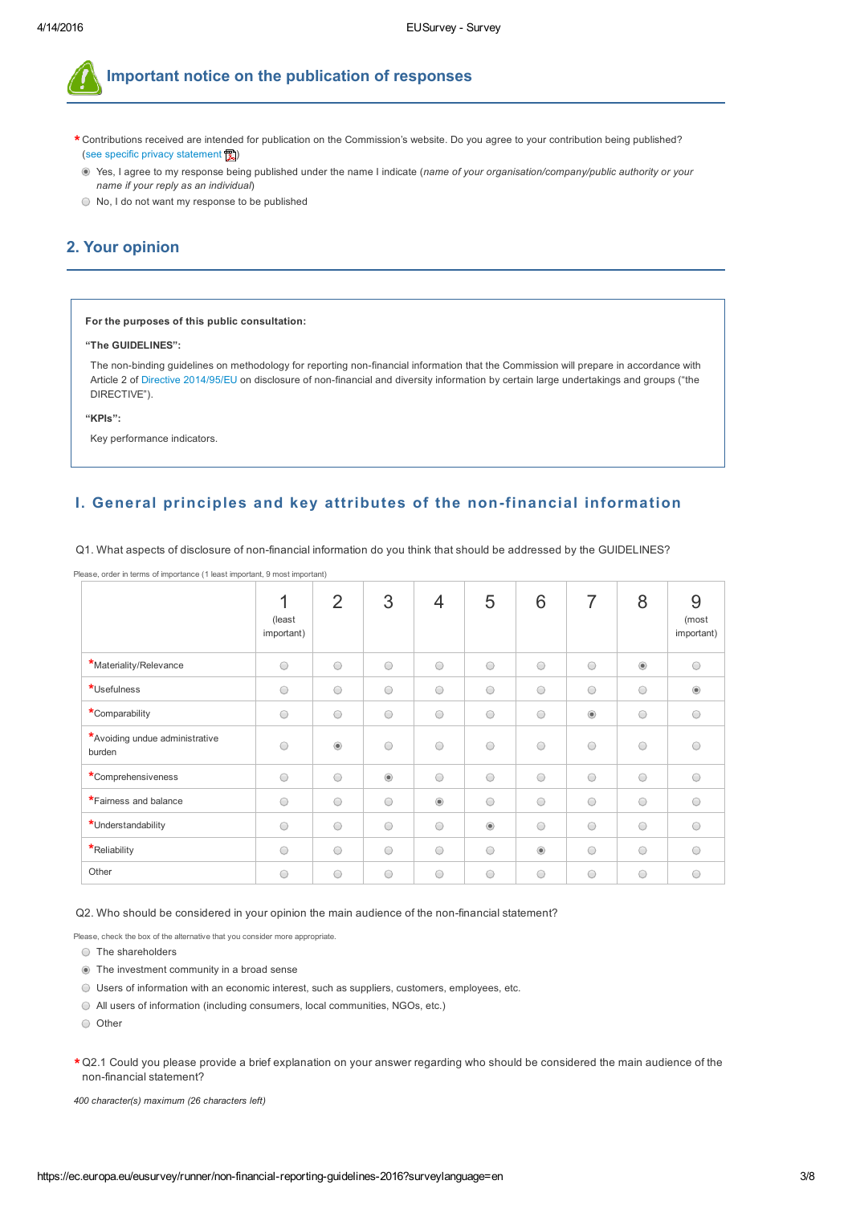## Important notice on the publication of responses

* Contributions received are intended for publication on the Commission's website. Do you agree to your contribution being published? (see specific privacy statement)

- (x) Yes, I agree to my response being published under the name I indicate (*name of your organisation/company/public authority or your name if your reply as an individual*)
- ( ) No, I do not want my response to be published

## 2. Your opinion

**For the purposes of this public consultation:**

**"The GUIDELINES":**

The non-binding guidelines on methodology for reporting non-financial information that the Commission will prepare in accordance with Article 2 of Directive 2014/95/EU on disclosure of non-financial and diversity information by certain large undertakings and groups ("the DIRECTIVE").

**"KPIs":**

Key performance indicators.

### I. General principles and key attributes of the non-financial information

Q1. What aspects of disclosure of non-financial information do you think that should be addressed by the GUIDELINES?

Please, order in terms of importance (1 least important, 9 most important)

| | 1 (least important) | 2 | 3 | 4 | 5 | 6 | 7 | 8 | 9 (most important) |
|---|---|---|---|---|---|---|---|---|---|
| *Materiality/Relevance | | | | | | | | x | |
| *Usefulness | | | | | | | | | x |
| *Comparability | | | | | | | x | | |
| *Avoiding undue administrative burden | | x | | | | | | | |
| *Comprehensiveness | | | x | | | | | | |
| *Fairness and balance | | | | x | | | | | |
| *Understandability | | | | | x | | | | |
| *Reliability | | | | | | x | | | |
| Other | | | | | | | | | |

Q2. Who should be considered in your opinion the main audience of the non-financial statement?

Please, check the box of the alternative that you consider more appropriate.

- ( ) The shareholders
- (x) The investment community in a broad sense
- ( ) Users of information with an economic interest, such as suppliers, customers, employees, etc.
- ( ) All users of information (including consumers, local communities, NGOs, etc.)
- ( ) Other

* Q2.1 Could you please provide a brief explanation on your answer regarding who should be considered the main audience of the non-financial statement?

*400 character(s) maximum (26 characters left)*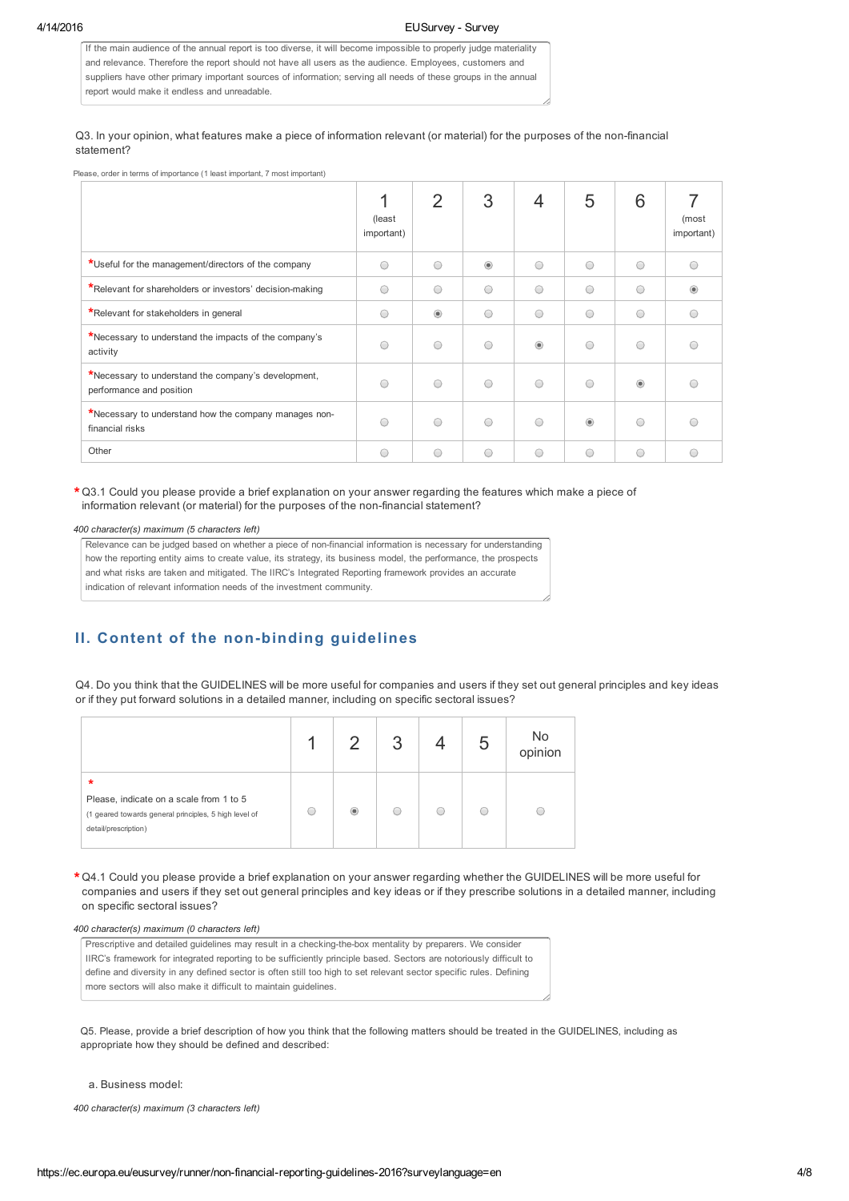If the main audience of the annual report is too diverse, it will become impossible to properly judge materiality and relevance. Therefore the report should not have all users as the audience. Employees, customers and suppliers have other primary important sources of information; serving all needs of these groups in the annual report would make it endless and unreadable.

Q3. In your opinion, what features make a piece of information relevant (or material) for the purposes of the non-financial statement?

Please, order in terms of importance (1 least important, 7 most important)

| | 1 (least important) | 2 | 3 | 4 | 5 | 6 | 7 (most important) |
|---|---|---|---|---|---|---|---|
| *Useful for the management/directors of the company | | | ◉ | | | | |
| *Relevant for shareholders or investors' decision-making | | | | | | | ◉ |
| *Relevant for stakeholders in general | | ◉ | | | | | |
| *Necessary to understand the impacts of the company's activity | | | | ◉ | | | |
| *Necessary to understand the company's development, performance and position | | | | | | ◉ | |
| *Necessary to understand how the company manages non-financial risks | | | | | ◉ | | |
| Other | | | | | | | |

*Q3.1 Could you please provide a brief explanation on your answer regarding the features which make a piece of information relevant (or material) for the purposes of the non-financial statement?

*400 character(s) maximum (5 characters left)*

Relevance can be judged based on whether a piece of non-financial information is necessary for understanding how the reporting entity aims to create value, its strategy, its business model, the performance, the prospects and what risks are taken and mitigated. The IIRC's Integrated Reporting framework provides an accurate indication of relevant information needs of the investment community.

## II. Content of the non-binding guidelines

Q4. Do you think that the GUIDELINES will be more useful for companies and users if they set out general principles and key ideas or if they put forward solutions in a detailed manner, including on specific sectoral issues?

| | 1 | 2 | 3 | 4 | 5 | No opinion |
|---|---|---|---|---|---|---|
| * Please, indicate on a scale from 1 to 5 (1 geared towards general principles, 5 high level of detail/prescription) | | ◉ | | | | |

*Q4.1 Could you please provide a brief explanation on your answer regarding whether the GUIDELINES will be more useful for companies and users if they set out general principles and key ideas or if they prescribe solutions in a detailed manner, including on specific sectoral issues?

*400 character(s) maximum (0 characters left)*

Prescriptive and detailed guidelines may result in a checking-the-box mentality by preparers. We consider IIRC's framework for integrated reporting to be sufficiently principle based. Sectors are notoriously difficult to define and diversity in any defined sector is often still too high to set relevant sector specific rules. Defining more sectors will also make it difficult to maintain guidelines.

Q5. Please, provide a brief description of how you think that the following matters should be treated in the GUIDELINES, including as appropriate how they should be defined and described:

a. Business model:

*400 character(s) maximum (3 characters left)*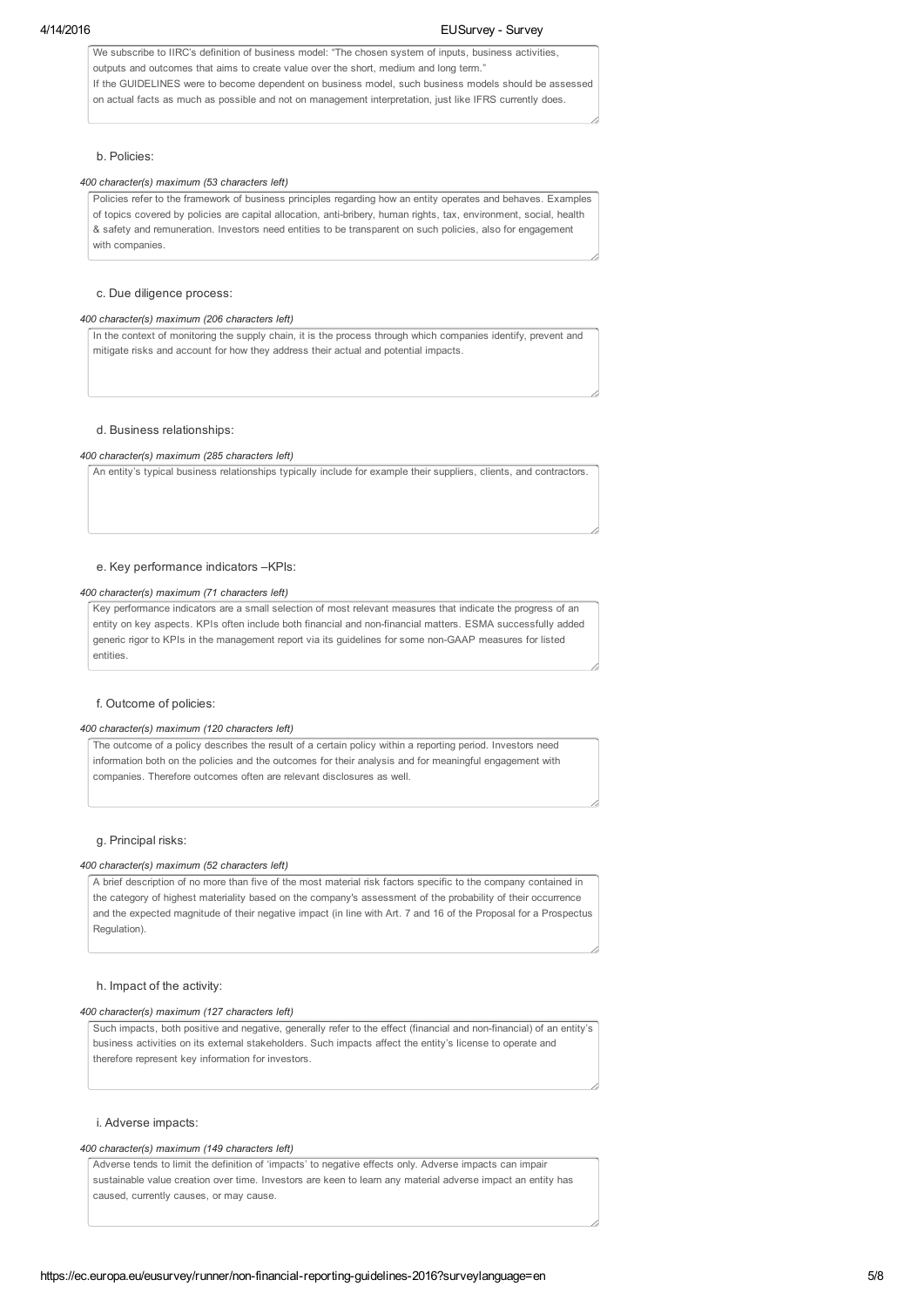We subscribe to IIRC's definition of business model: "The chosen system of inputs, business activities, outputs and outcomes that aims to create value over the short, medium and long term."
If the GUIDELINES were to become dependent on business model, such business models should be assessed on actual facts as much as possible and not on management interpretation, just like IFRS currently does.

b. Policies:

*400 character(s) maximum (53 characters left)*

Policies refer to the framework of business principles regarding how an entity operates and behaves. Examples of topics covered by policies are capital allocation, anti-bribery, human rights, tax, environment, social, health & safety and remuneration. Investors need entities to be transparent on such policies, also for engagement with companies.

c. Due diligence process:

*400 character(s) maximum (206 characters left)*

In the context of monitoring the supply chain, it is the process through which companies identify, prevent and mitigate risks and account for how they address their actual and potential impacts.

d. Business relationships:

*400 character(s) maximum (285 characters left)*

An entity's typical business relationships typically include for example their suppliers, clients, and contractors.

e. Key performance indicators –KPIs:

*400 character(s) maximum (71 characters left)*

Key performance indicators are a small selection of most relevant measures that indicate the progress of an entity on key aspects. KPIs often include both financial and non-financial matters. ESMA successfully added generic rigor to KPIs in the management report via its guidelines for some non-GAAP measures for listed entities.

f. Outcome of policies:

*400 character(s) maximum (120 characters left)*

The outcome of a policy describes the result of a certain policy within a reporting period. Investors need information both on the policies and the outcomes for their analysis and for meaningful engagement with companies. Therefore outcomes often are relevant disclosures as well.

g. Principal risks:

*400 character(s) maximum (52 characters left)*

A brief description of no more than five of the most material risk factors specific to the company contained in the category of highest materiality based on the company's assessment of the probability of their occurrence and the expected magnitude of their negative impact (in line with Art. 7 and 16 of the Proposal for a Prospectus Regulation).

h. Impact of the activity:

*400 character(s) maximum (127 characters left)*

Such impacts, both positive and negative, generally refer to the effect (financial and non-financial) of an entity's business activities on its external stakeholders. Such impacts affect the entity's license to operate and therefore represent key information for investors.

i. Adverse impacts:

*400 character(s) maximum (149 characters left)*

Adverse tends to limit the definition of 'impacts' to negative effects only. Adverse impacts can impair sustainable value creation over time. Investors are keen to learn any material adverse impact an entity has caused, currently causes, or may cause.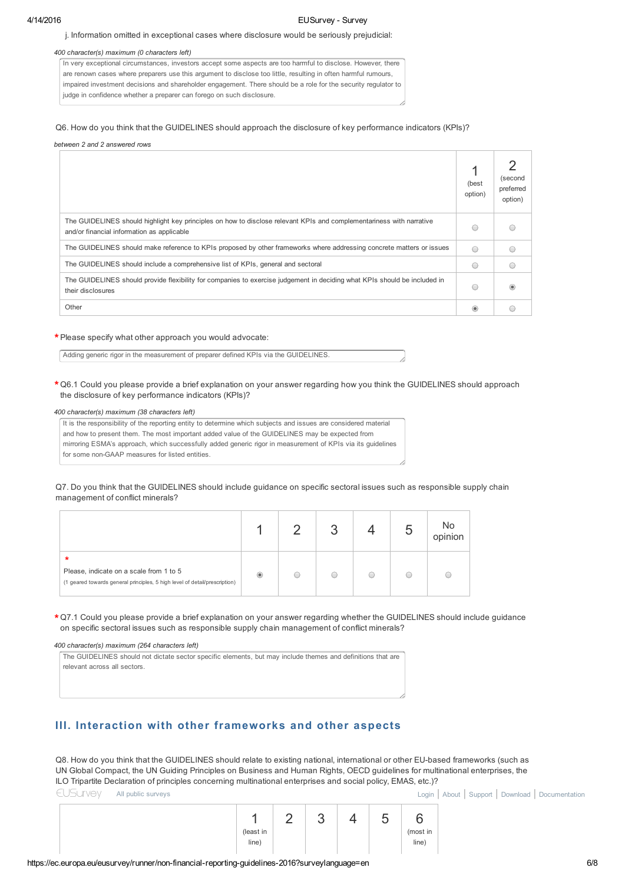j. Information omitted in exceptional cases where disclosure would be seriously prejudicial:

*400 character(s) maximum (0 characters left)*

In very exceptional circumstances, investors accept some aspects are too harmful to disclose. However, there are renown cases where preparers use this argument to disclose too little, resulting in often harmful rumours, impaired investment decisions and shareholder engagement. There should be a role for the security regulator to judge in confidence whether a preparer can forego on such disclosure.

Q6. How do you think that the GUIDELINES should approach the disclosure of key performance indicators (KPIs)?

*between 2 and 2 answered rows*

| | 1 (best option) | 2 (second preferred option) |
|---|---|---|
| The GUIDELINES should highlight key principles on how to disclose relevant KPIs and complementariness with narrative and/or financial information as applicable | ○ | ○ |
| The GUIDELINES should make reference to KPIs proposed by other frameworks where addressing concrete matters or issues | ○ | ○ |
| The GUIDELINES should include a comprehensive list of KPIs, general and sectoral | ○ | ○ |
| The GUIDELINES should provide flexibility for companies to exercise judgement in deciding what KPIs should be included in their disclosures | ○ | ◉ |
| Other | ◉ | ○ |

\* Please specify what other approach you would advocate:

Adding generic rigor in the measurement of preparer defined KPIs via the GUIDELINES.

\* Q6.1 Could you please provide a brief explanation on your answer regarding how you think the GUIDELINES should approach the disclosure of key performance indicators (KPIs)?

*400 character(s) maximum (38 characters left)*

It is the responsibility of the reporting entity to determine which subjects and issues are considered material and how to present them. The most important added value of the GUIDELINES may be expected from mirroring ESMA's approach, which successfully added generic rigor in measurement of KPIs via its guidelines for some non-GAAP measures for listed entities.

Q7. Do you think that the GUIDELINES should include guidance on specific sectoral issues such as responsible supply chain management of conflict minerals?

| | 1 | 2 | 3 | 4 | 5 | No opinion |
|---|---|---|---|---|---|---|
| \* Please, indicate on a scale from 1 to 5 (1 geared towards general principles, 5 high level of detail/prescription) | ◉ | ○ | ○ | ○ | ○ | ○ |

\* Q7.1 Could you please provide a brief explanation on your answer regarding whether the GUIDELINES should include guidance on specific sectoral issues such as responsible supply chain management of conflict minerals?

*400 character(s) maximum (264 characters left)*

The GUIDELINES should not dictate sector specific elements, but may include themes and definitions that are relevant across all sectors.

## III. Interaction with other frameworks and other aspects

Q8. How do you think that the GUIDELINES should relate to existing national, international or other EU-based frameworks (such as UN Global Compact, the UN Guiding Principles on Business and Human Rights, OECD guidelines for multinational enterprises, the ILO Tripartite Declaration of principles concerning multinational enterprises and social policy, EMAS, etc.)?

| | 1 (least in line) | 2 | 3 | 4 | 5 | 6 (most in line) |
|---|---|---|---|---|---|---|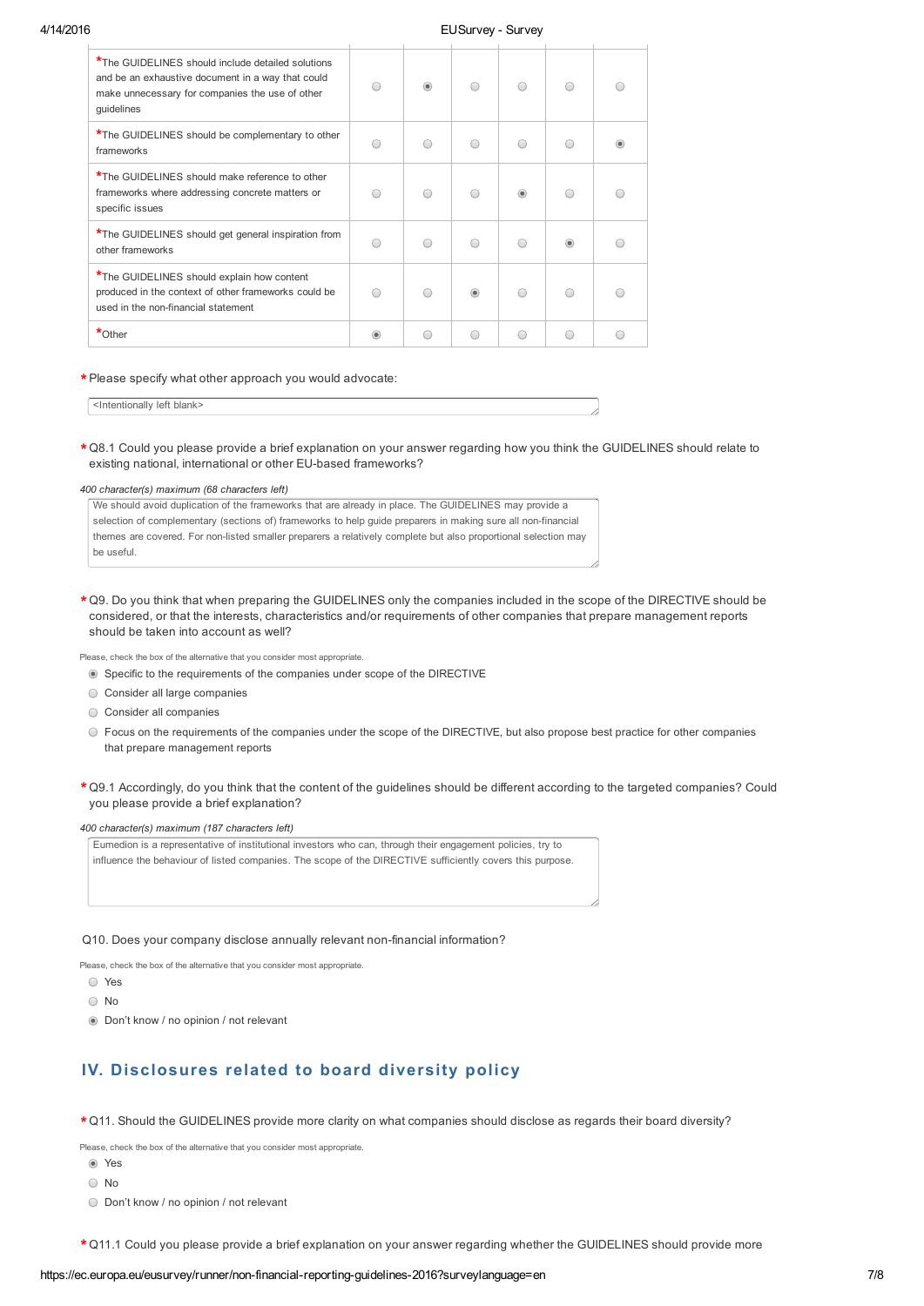| | | | | | | |
|---|---|---|---|---|---|---|
| *The GUIDELINES should include detailed solutions and be an exhaustive document in a way that could make unnecessary for companies the use of other guidelines | ○ | ◉ | ○ | ○ | ○ | ○ |
| *The GUIDELINES should be complementary to other frameworks | ○ | ○ | ○ | ○ | ○ | ◉ |
| *The GUIDELINES should make reference to other frameworks where addressing concrete matters or specific issues | ○ | ○ | ○ | ◉ | ○ | ○ |
| *The GUIDELINES should get general inspiration from other frameworks | ○ | ○ | ○ | ○ | ◉ | ○ |
| *The GUIDELINES should explain how content produced in the context of other frameworks could be used in the non-financial statement | ○ | ○ | ◉ | ○ | ○ | ○ |
| *Other | ◉ | ○ | ○ | ○ | ○ | ○ |

*Please specify what other approach you would advocate:

<Intentionally left blank>

*Q8.1 Could you please provide a brief explanation on your answer regarding how you think the GUIDELINES should relate to existing national, international or other EU-based frameworks?

*400 character(s) maximum (68 characters left)*

We should avoid duplication of the frameworks that are already in place. The GUIDELINES may provide a selection of complementary (sections of) frameworks to help guide preparers in making sure all non-financial themes are covered. For non-listed smaller preparers a relatively complete but also proportional selection may be useful.

*Q9. Do you think that when preparing the GUIDELINES only the companies included in the scope of the DIRECTIVE should be considered, or that the interests, characteristics and/or requirements of other companies that prepare management reports should be taken into account as well?

Please, check the box of the alternative that you consider most appropriate.

- ◉ Specific to the requirements of the companies under scope of the DIRECTIVE
- ○ Consider all large companies
- ○ Consider all companies
- ○ Focus on the requirements of the companies under the scope of the DIRECTIVE, but also propose best practice for other companies that prepare management reports

*Q9.1 Accordingly, do you think that the content of the guidelines should be different according to the targeted companies? Could you please provide a brief explanation?

*400 character(s) maximum (187 characters left)*

Eumedion is a representative of institutional investors who can, through their engagement policies, try to influence the behaviour of listed companies. The scope of the DIRECTIVE sufficiently covers this purpose.

Q10. Does your company disclose annually relevant non-financial information?

Please, check the box of the alternative that you consider most appropriate.

- ○ Yes
- ○ No
- ◉ Don't know / no opinion / not relevant

## IV. Disclosures related to board diversity policy

*Q11. Should the GUIDELINES provide more clarity on what companies should disclose as regards their board diversity?

Please, check the box of the alternative that you consider most appropriate.

- ◉ Yes
- ○ No
- ○ Don't know / no opinion / not relevant

*Q11.1 Could you please provide a brief explanation on your answer regarding whether the GUIDELINES should provide more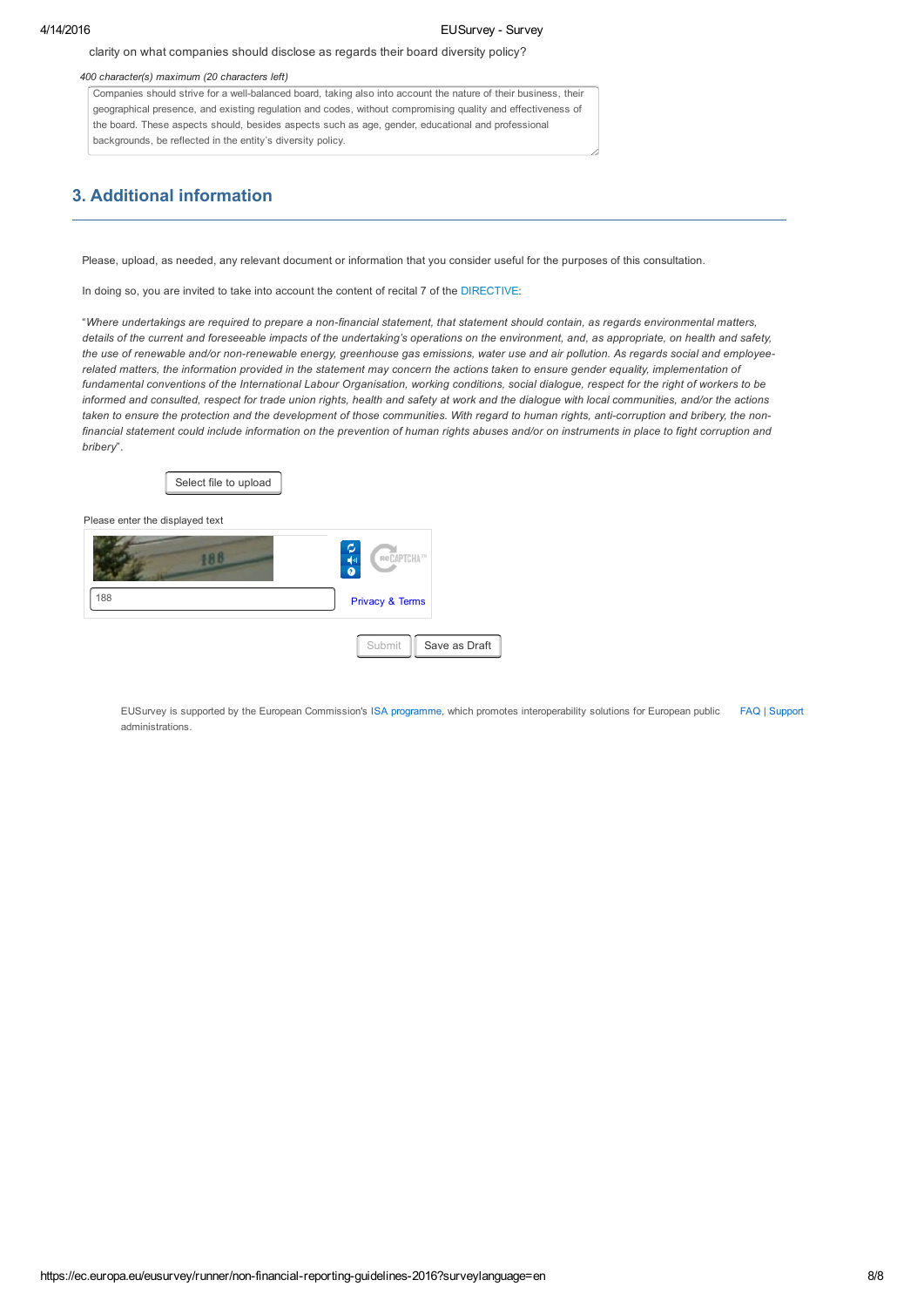clarity on what companies should disclose as regards their board diversity policy?

*400 character(s) maximum (20 characters left)*

Companies should strive for a well-balanced board, taking also into account the nature of their business, their geographical presence, and existing regulation and codes, without compromising quality and effectiveness of the board. These aspects should, besides aspects such as age, gender, educational and professional backgrounds, be reflected in the entity's diversity policy.

## 3. Additional information

Please, upload, as needed, any relevant document or information that you consider useful for the purposes of this consultation.

In doing so, you are invited to take into account the content of recital 7 of the DIRECTIVE:

"*Where undertakings are required to prepare a non-financial statement, that statement should contain, as regards environmental matters, details of the current and foreseeable impacts of the undertaking's operations on the environment, and, as appropriate, on health and safety, the use of renewable and/or non-renewable energy, greenhouse gas emissions, water use and air pollution. As regards social and employee-related matters, the information provided in the statement may concern the actions taken to ensure gender equality, implementation of fundamental conventions of the International Labour Organisation, working conditions, social dialogue, respect for the right of workers to be informed and consulted, respect for trade union rights, health and safety at work and the dialogue with local communities, and/or the actions taken to ensure the protection and the development of those communities. With regard to human rights, anti-corruption and bribery, the non-financial statement could include information on the prevention of human rights abuses and/or on instruments in place to fight corruption and bribery*".

Select file to upload

Please enter the displayed text

188

Privacy & Terms

Submit | Save as Draft

EUSurvey is supported by the European Commission's ISA programme, which promotes interoperability solutions for European public administrations.

FAQ | Support